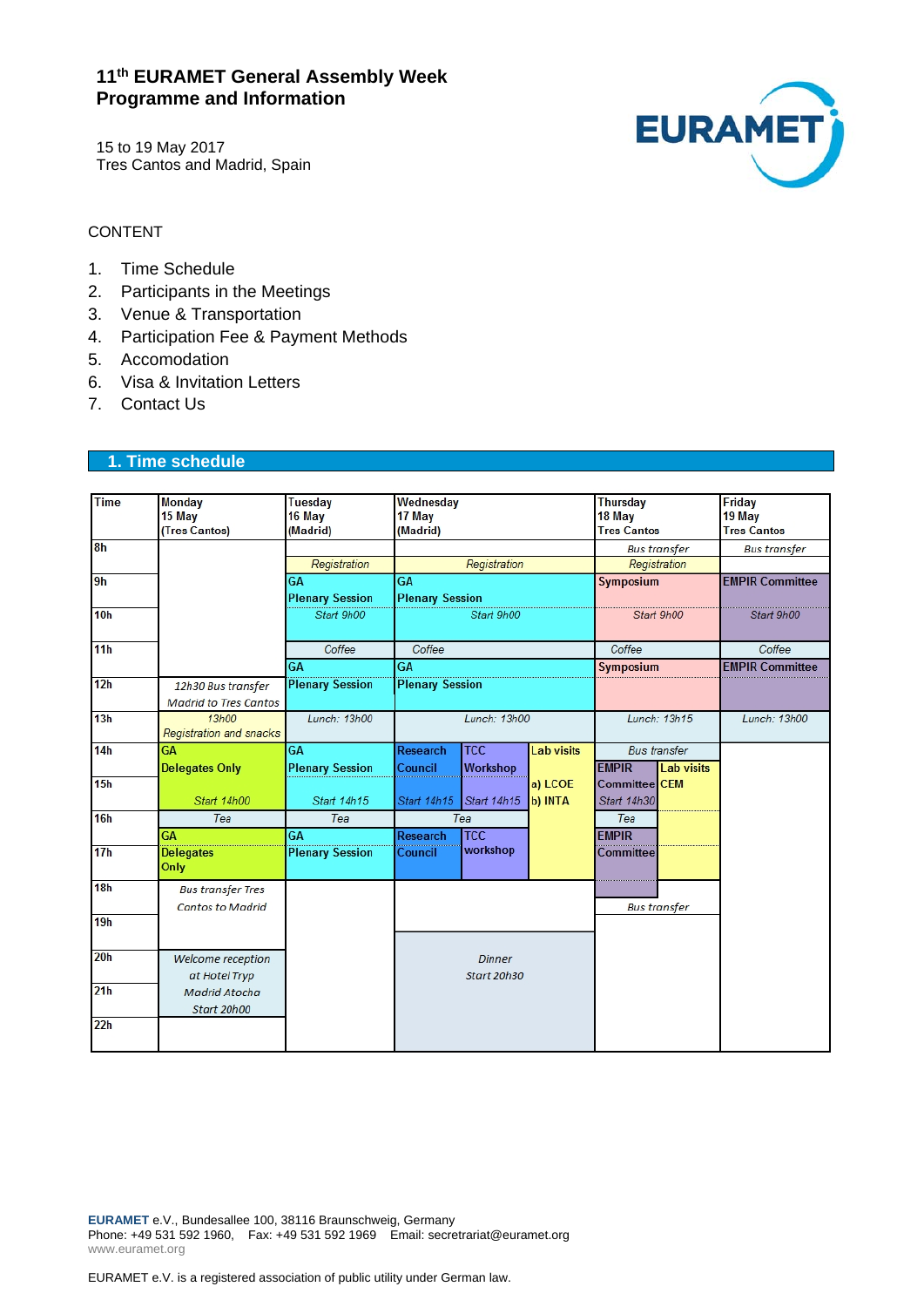# 11th EURAMET General Assembly Week
# Programme and Information

15 to 19 May 2017
Tres Cantos and Madrid, Spain

CONTENT

1. Time Schedule
2. Participants in the Meetings
3. Venue & Transportation
4. Participation Fee & Payment Methods
5. Accomodation
6. Visa & Invitation Letters
7. Contact Us

## 1. Time schedule

| Time | Monday 15 May (Tres Cantos) | Tuesday 16 May (Madrid) | Wednesday 17 May (Madrid) | | | Thursday 18 May Tres Cantos | | Friday 19 May Tres Cantos |
|---|---|---|---|---|---|---|---|---|
| 8h | | | | | | *Bus transfer* | | *Bus transfer* |
| | | *Registration* | *Registration* | | | *Registration* | | |
| 9h | | GA Plenary Session | GA Plenary Session | | | Symposium | | EMPIR Committee |
| 10h | | *Start 9h00* | *Start 9h00* | | | *Start 9h00* | | *Start 9h00* |
| 11h | | *Coffee* | *Coffee* | | | *Coffee* | | *Coffee* |
| | | GA Plenary Session | GA Plenary Session | | | Symposium | | EMPIR Committee |
| 12h | *12h30 Bus transfer Madrid to Tres Cantos* | | | | | | | |
| 13h | *13h00 Registration and snacks* | *Lunch: 13h00* | *Lunch: 13h00* | | | *Lunch: 13h15* | | *Lunch: 13h00* |
| 14h | GA Delegates Only | GA Plenary Session | Research Council | TCC Workshop | Lab visits a) LCOE b) INTA | *Bus transfer* | | |
| 15h | *Start 14h00* | *Start 14h15* | *Start 14h15* | *Start 14h15* | | EMPIR Committee *Start 14h30* | Lab visits CEM | |
| 16h | *Tea* | *Tea* | *Tea* | | | *Tea* | | |
| 17h | GA Delegates Only | GA Plenary Session | Research Council | TCC workshop | | EMPIR Committee | | |
| 18h | *Bus transfer Tres Cantos to Madrid* | | | | | | | |
| 19h | | | | | | *Bus transfer* | | |
| 20h | *Welcome reception at Hotel Tryp Madrid Atocha Start 20h00* | | *Dinner Start 20h30* | | | | | |
| 21h | | | | | | | | |
| 22h | | | | | | | | |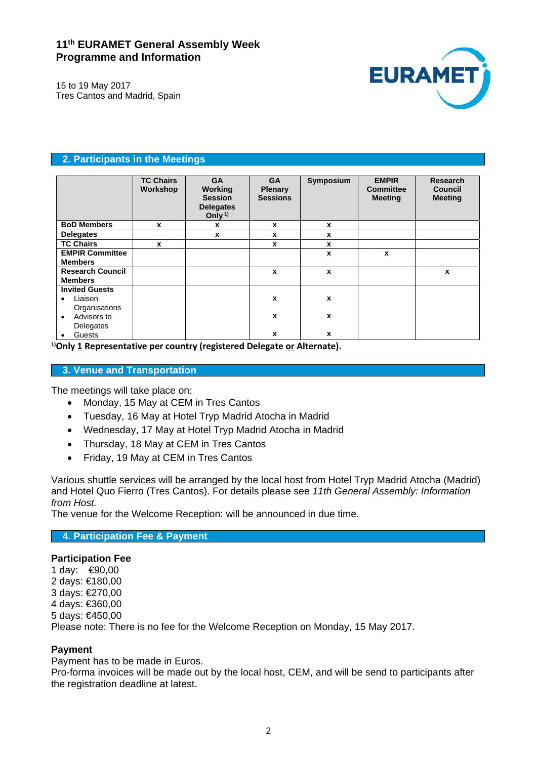**11th EURAMET General Assembly Week**
**Programme and Information**

15 to 19 May 2017
Tres Cantos and Madrid, Spain

## 2. Participants in the Meetings

| | TC Chairs Workshop | GA Working Session Delegates Only [1] | GA Plenary Sessions | Symposium | EMPIR Committee Meeting | Research Council Meeting |
|---|---|---|---|---|---|---|
| **BoD Members** | x | x | x | x | | |
| **Delegates** | | x | x | x | | |
| **TC Chairs** | x | | x | x | | |
| **EMPIR Committee Members** | | | | x | x | |
| **Research Council Members** | | | x | x | | x |
| **Invited Guests** | | | | | | |
| • Liaison Organisations | | | x | x | | |
| • Advisors to Delegates | | | x | x | | |
| • Guests | | | x | x | | |

[1]**Only 1 Representative per country (registered Delegate or Alternate).**

## 3. Venue and Transportation

The meetings will take place on:

- Monday, 15 May at CEM in Tres Cantos
- Tuesday, 16 May at Hotel Tryp Madrid Atocha in Madrid
- Wednesday, 17 May at Hotel Tryp Madrid Atocha in Madrid
- Thursday, 18 May at CEM in Tres Cantos
- Friday, 19 May at CEM in Tres Cantos

Various shuttle services will be arranged by the local host from Hotel Tryp Madrid Atocha (Madrid) and Hotel Quo Fierro (Tres Cantos). For details please see *11th General Assembly: Information from Host.*
The venue for the Welcome Reception: will be announced in due time.

## 4. Participation Fee & Payment

**Participation Fee**
1 day: €90,00
2 days: €180,00
3 days: €270,00
4 days: €360,00
5 days: €450,00
Please note: There is no fee for the Welcome Reception on Monday, 15 May 2017.

**Payment**
Payment has to be made in Euros.
Pro-forma invoices will be made out by the local host, CEM, and will be send to participants after the registration deadline at latest.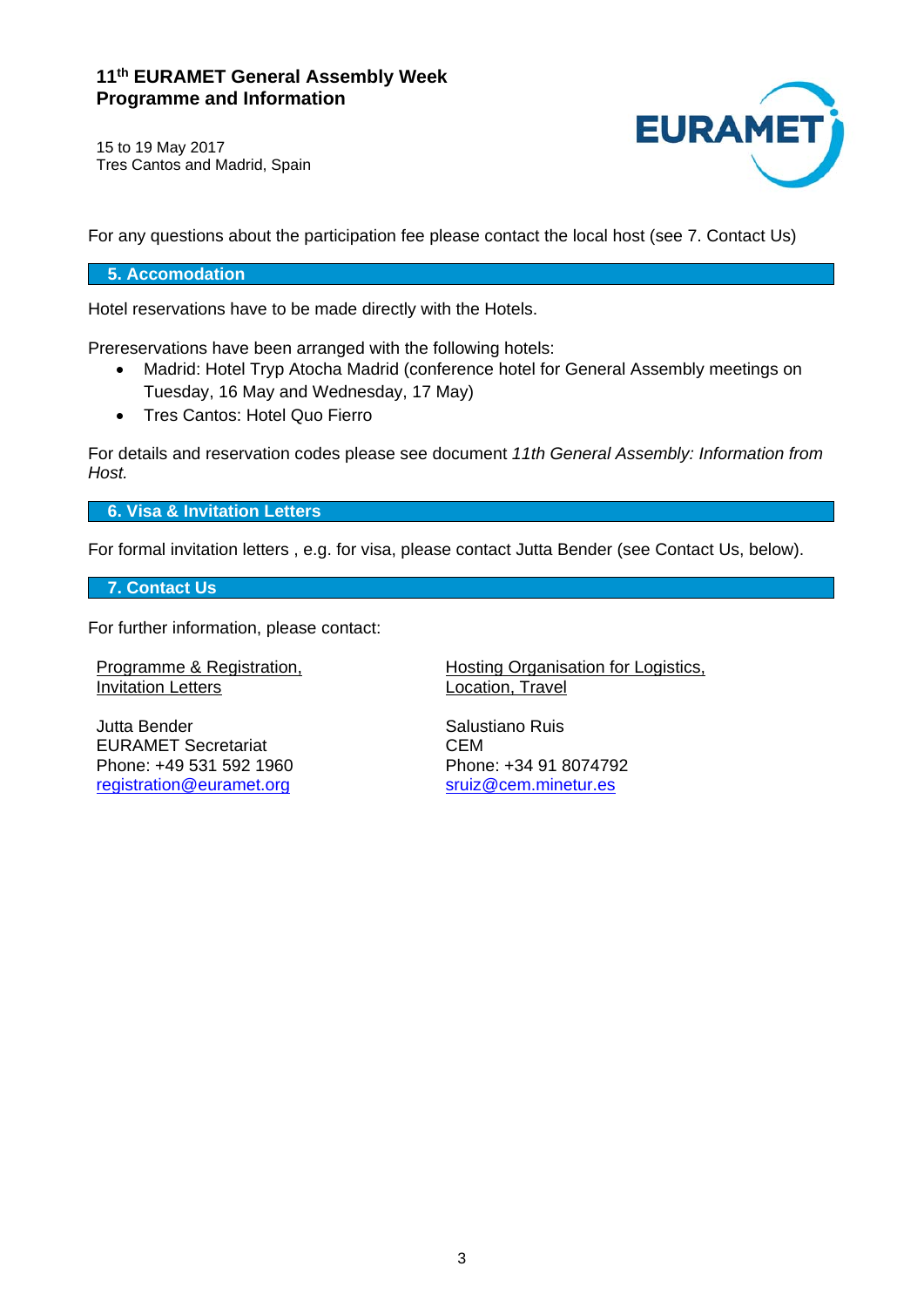For any questions about the participation fee please contact the local host (see 7. Contact Us)

## 5. Accomodation

Hotel reservations have to be made directly with the Hotels.

Prereservations have been arranged with the following hotels:

- Madrid: Hotel Tryp Atocha Madrid (conference hotel for General Assembly meetings on Tuesday, 16 May and Wednesday, 17 May)
- Tres Cantos: Hotel Quo Fierro

For details and reservation codes please see document *11th General Assembly: Information from Host.*

## 6. Visa & Invitation Letters

For formal invitation letters , e.g. for visa, please contact Jutta Bender (see Contact Us, below).

## 7. Contact Us

For further information, please contact:

Programme & Registration, Invitation Letters

Jutta Bender  
EURAMET Secretariat  
Phone: +49 531 592 1960  
registration@euramet.org

Hosting Organisation for Logistics, Location, Travel

Salustiano Ruis  
CEM  
Phone: +34 91 8074792  
sruiz@cem.minetur.es